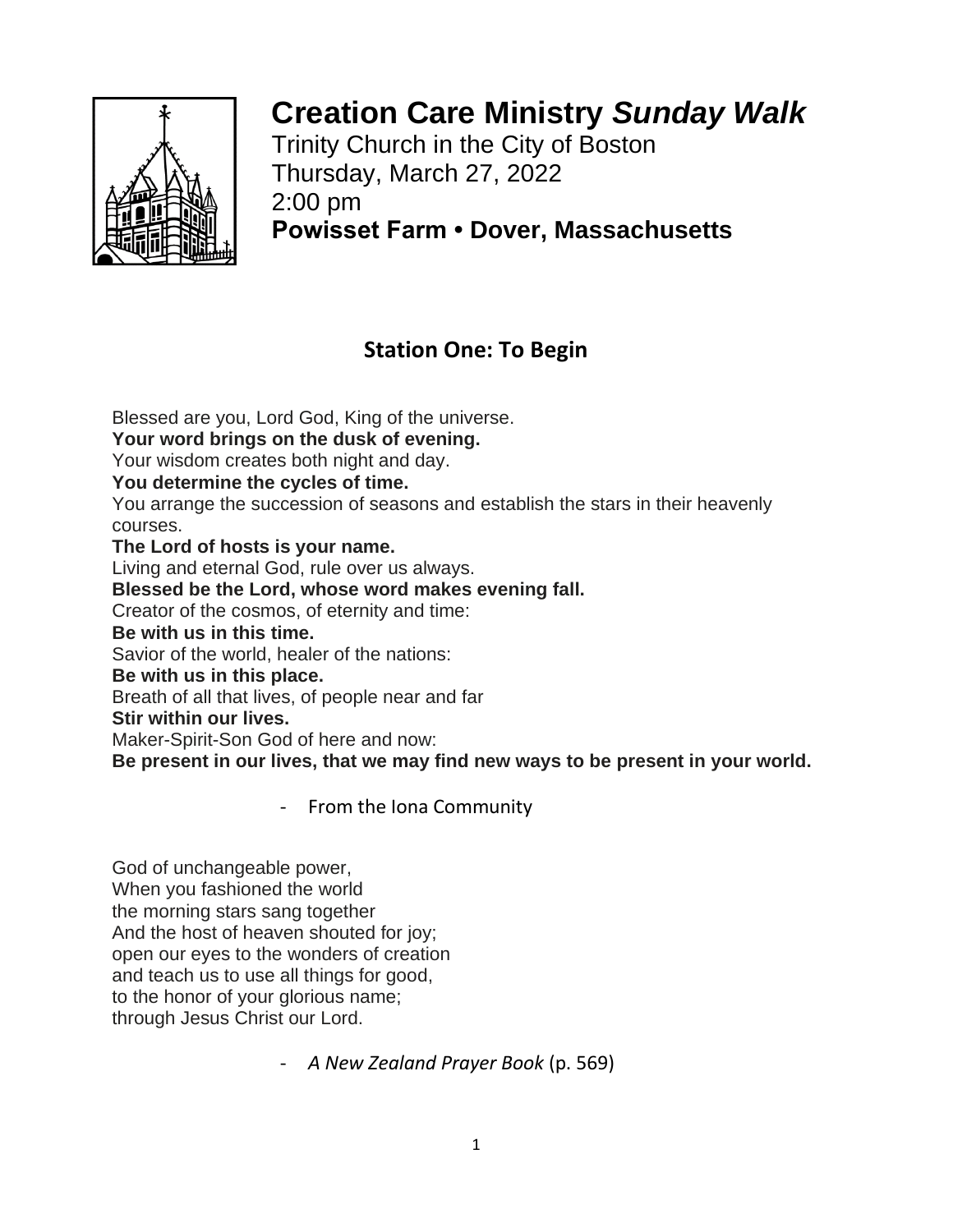# Creation Care Ministry *Sunday Walk*

Trinity Church in the City of Boston
Thursday, March 27, 2022
2:00 pm
**Powisset Farm • Dover, Massachusetts**

## Station One: To Begin

Blessed are you, Lord God, King of the universe.
**Your word brings on the dusk of evening.**
Your wisdom creates both night and day.
**You determine the cycles of time.**
You arrange the succession of seasons and establish the stars in their heavenly courses.
**The Lord of hosts is your name.**
Living and eternal God, rule over us always.
**Blessed be the Lord, whose word makes evening fall.**
Creator of the cosmos, of eternity and time:
**Be with us in this time.**
Savior of the world, healer of the nations:
**Be with us in this place.**
Breath of all that lives, of people near and far
**Stir within our lives.**
Maker-Spirit-Son God of here and now:
**Be present in our lives, that we may find new ways to be present in your world.**

- From the Iona Community

God of unchangeable power,
When you fashioned the world
the morning stars sang together
And the host of heaven shouted for joy;
open our eyes to the wonders of creation
and teach us to use all things for good,
to the honor of your glorious name;
through Jesus Christ our Lord.

- *A New Zealand Prayer Book* (p. 569)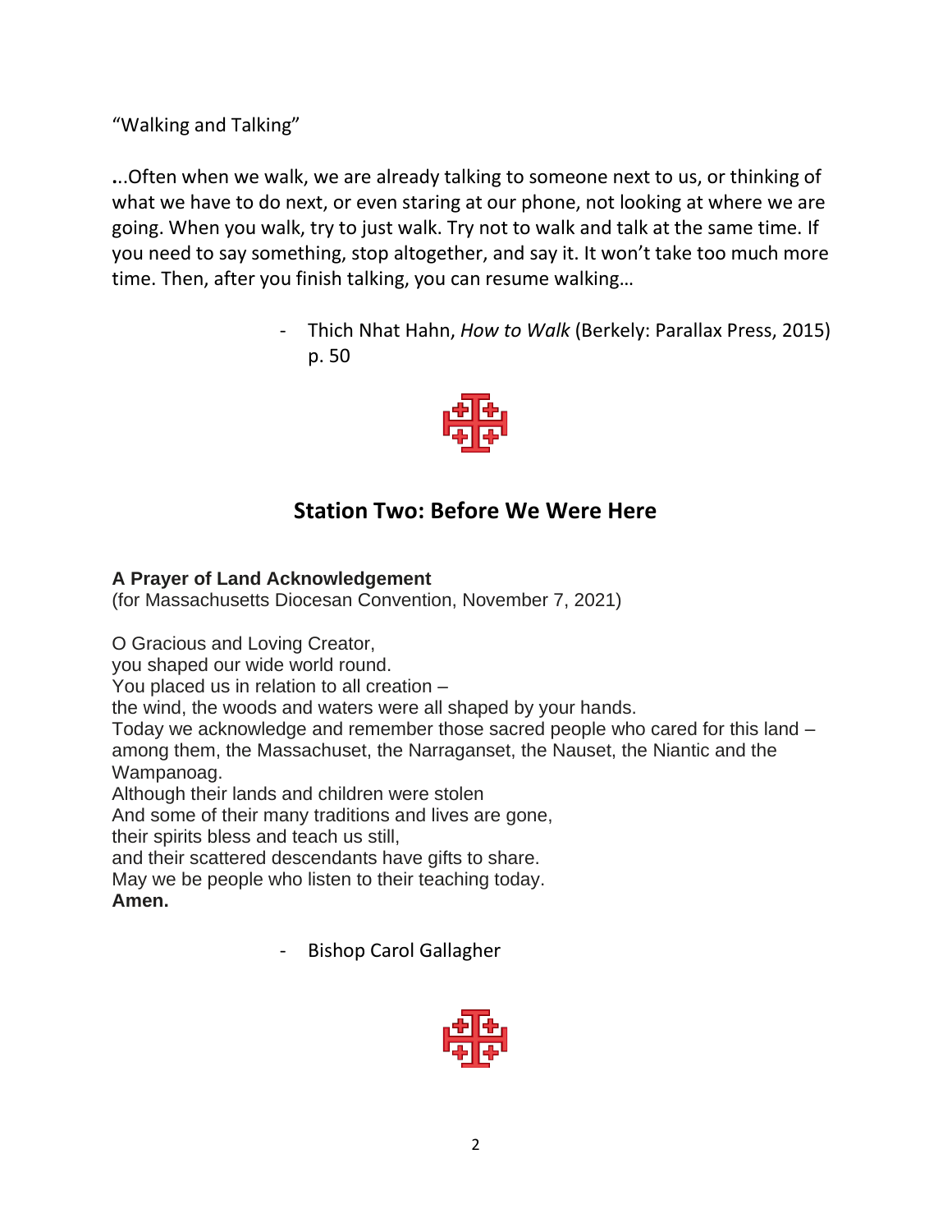"Walking and Talking"

...Often when we walk, we are already talking to someone next to us, or thinking of what we have to do next, or even staring at our phone, not looking at where we are going. When you walk, try to just walk. Try not to walk and talk at the same time. If you need to say something, stop altogether, and say it. It won't take too much more time. Then, after you finish talking, you can resume walking…

- Thich Nhat Hahn, *How to Walk* (Berkely: Parallax Press, 2015) p. 50

## Station Two: Before We Were Here

**A Prayer of Land Acknowledgement**
(for Massachusetts Diocesan Convention, November 7, 2021)

O Gracious and Loving Creator,
you shaped our wide world round.
You placed us in relation to all creation –
the wind, the woods and waters were all shaped by your hands.
Today we acknowledge and remember those sacred people who cared for this land – among them, the Massachuset, the Narraganset, the Nauset, the Niantic and the Wampanoag.
Although their lands and children were stolen
And some of their many traditions and lives are gone,
their spirits bless and teach us still,
and their scattered descendants have gifts to share.
May we be people who listen to their teaching today.
**Amen.**

- Bishop Carol Gallagher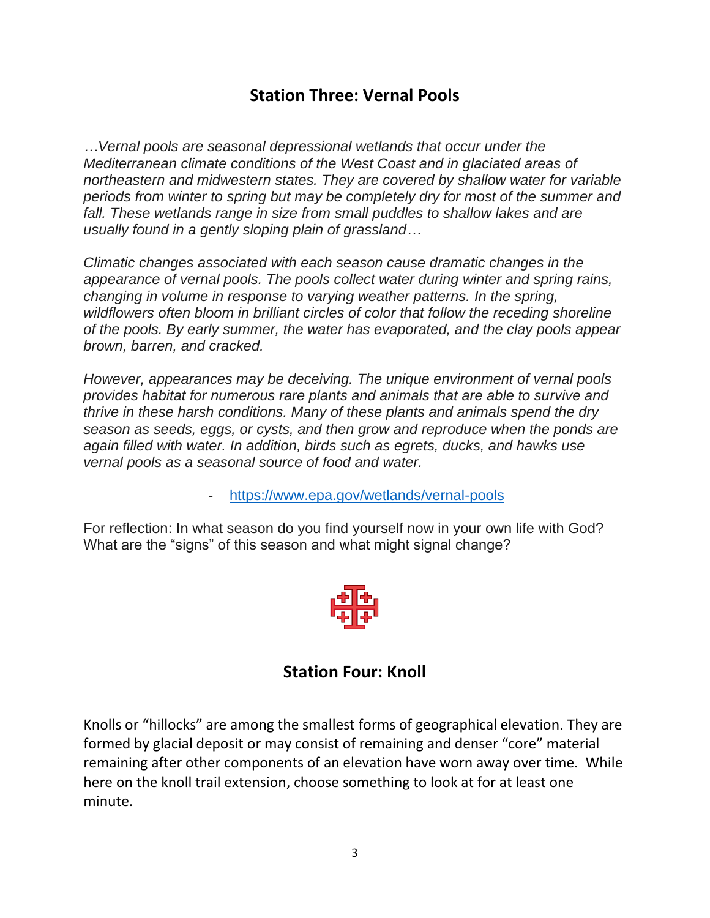## Station Three: Vernal Pools

*…Vernal pools are seasonal depressional wetlands that occur under the Mediterranean climate conditions of the West Coast and in glaciated areas of northeastern and midwestern states. They are covered by shallow water for variable periods from winter to spring but may be completely dry for most of the summer and fall. These wetlands range in size from small puddles to shallow lakes and are usually found in a gently sloping plain of grassland…*

*Climatic changes associated with each season cause dramatic changes in the appearance of vernal pools. The pools collect water during winter and spring rains, changing in volume in response to varying weather patterns. In the spring, wildflowers often bloom in brilliant circles of color that follow the receding shoreline of the pools. By early summer, the water has evaporated, and the clay pools appear brown, barren, and cracked.*

*However, appearances may be deceiving. The unique environment of vernal pools provides habitat for numerous rare plants and animals that are able to survive and thrive in these harsh conditions. Many of these plants and animals spend the dry season as seeds, eggs, or cysts, and then grow and reproduce when the ponds are again filled with water. In addition, birds such as egrets, ducks, and hawks use vernal pools as a seasonal source of food and water.*

- https://www.epa.gov/wetlands/vernal-pools

For reflection: In what season do you find yourself now in your own life with God? What are the "signs" of this season and what might signal change?

## Station Four: Knoll

Knolls or "hillocks" are among the smallest forms of geographical elevation. They are formed by glacial deposit or may consist of remaining and denser "core" material remaining after other components of an elevation have worn away over time. While here on the knoll trail extension, choose something to look at for at least one minute.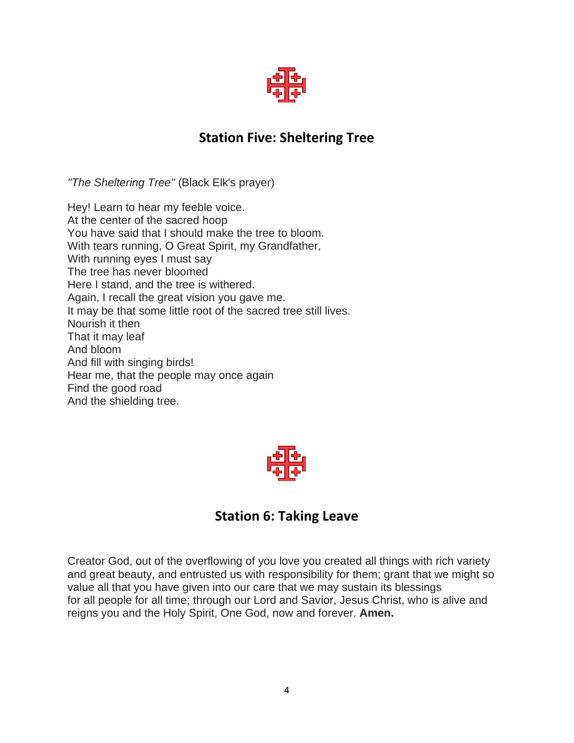## Station Five: Sheltering Tree

*"The Sheltering Tree"* (Black Elk's prayer)

Hey! Learn to hear my feeble voice.
At the center of the sacred hoop
You have said that I should make the tree to bloom.
With tears running, O Great Spirit, my Grandfather,
With running eyes I must say
The tree has never bloomed
Here I stand, and the tree is withered.
Again, I recall the great vision you gave me.
It may be that some little root of the sacred tree still lives.
Nourish it then
That it may leaf
And bloom
And fill with singing birds!
Hear me, that the people may once again
Find the good road
And the shielding tree.

## Station 6: Taking Leave

Creator God, out of the overflowing of you love you created all things with rich variety and great beauty, and entrusted us with responsibility for them; grant that we might so value all that you have given into our care that we may sustain its blessings for all people for all time; through our Lord and Savior, Jesus Christ, who is alive and reigns you and the Holy Spirit, One God, now and forever. **Amen.**